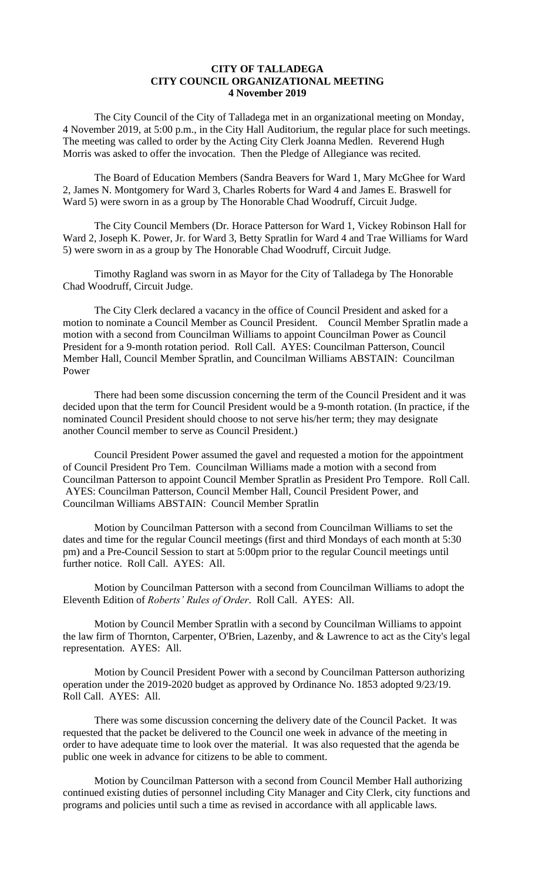**CITY OF TALLADEGA**
**CITY COUNCIL ORGANIZATIONAL MEETING**
**4 November 2019**

The City Council of the City of Talladega met in an organizational meeting on Monday, 4 November 2019, at 5:00 p.m., in the City Hall Auditorium, the regular place for such meetings. The meeting was called to order by the Acting City Clerk Joanna Medlen. Reverend Hugh Morris was asked to offer the invocation. Then the Pledge of Allegiance was recited.

The Board of Education Members (Sandra Beavers for Ward 1, Mary McGhee for Ward 2, James N. Montgomery for Ward 3, Charles Roberts for Ward 4 and James E. Braswell for Ward 5) were sworn in as a group by The Honorable Chad Woodruff, Circuit Judge.

The City Council Members (Dr. Horace Patterson for Ward 1, Vickey Robinson Hall for Ward 2, Joseph K. Power, Jr. for Ward 3, Betty Spratlin for Ward 4 and Trae Williams for Ward 5) were sworn in as a group by The Honorable Chad Woodruff, Circuit Judge.

Timothy Ragland was sworn in as Mayor for the City of Talladega by The Honorable Chad Woodruff, Circuit Judge.

The City Clerk declared a vacancy in the office of Council President and asked for a motion to nominate a Council Member as Council President. Council Member Spratlin made a motion with a second from Councilman Williams to appoint Councilman Power as Council President for a 9-month rotation period. Roll Call. AYES: Councilman Patterson, Council Member Hall, Council Member Spratlin, and Councilman Williams ABSTAIN: Councilman Power

There had been some discussion concerning the term of the Council President and it was decided upon that the term for Council President would be a 9-month rotation. (In practice, if the nominated Council President should choose to not serve his/her term; they may designate another Council member to serve as Council President.)

Council President Power assumed the gavel and requested a motion for the appointment of Council President Pro Tem. Councilman Williams made a motion with a second from Councilman Patterson to appoint Council Member Spratlin as President Pro Tempore. Roll Call. AYES: Councilman Patterson, Council Member Hall, Council President Power, and Councilman Williams ABSTAIN: Council Member Spratlin

Motion by Councilman Patterson with a second from Councilman Williams to set the dates and time for the regular Council meetings (first and third Mondays of each month at 5:30 pm) and a Pre-Council Session to start at 5:00pm prior to the regular Council meetings until further notice. Roll Call. AYES: All.

Motion by Councilman Patterson with a second from Councilman Williams to adopt the Eleventh Edition of *Roberts' Rules of Order*. Roll Call. AYES: All.

Motion by Council Member Spratlin with a second by Councilman Williams to appoint the law firm of Thornton, Carpenter, O'Brien, Lazenby, and & Lawrence to act as the City's legal representation. AYES: All.

Motion by Council President Power with a second by Councilman Patterson authorizing operation under the 2019-2020 budget as approved by Ordinance No. 1853 adopted 9/23/19. Roll Call. AYES: All.

There was some discussion concerning the delivery date of the Council Packet. It was requested that the packet be delivered to the Council one week in advance of the meeting in order to have adequate time to look over the material. It was also requested that the agenda be public one week in advance for citizens to be able to comment.

Motion by Councilman Patterson with a second from Council Member Hall authorizing continued existing duties of personnel including City Manager and City Clerk, city functions and programs and policies until such a time as revised in accordance with all applicable laws.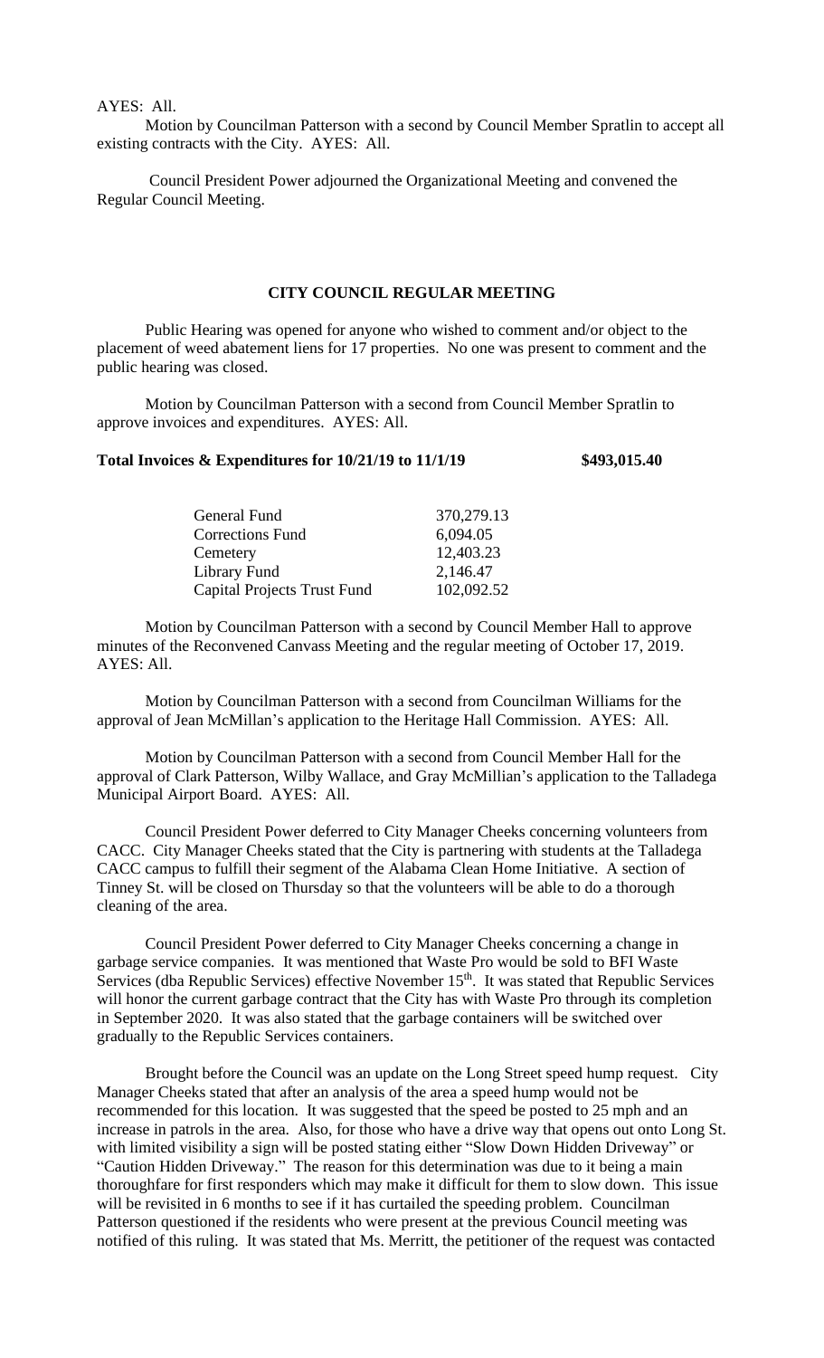AYES: All.

Motion by Councilman Patterson with a second by Council Member Spratlin to accept all existing contracts with the City. AYES: All.

Council President Power adjourned the Organizational Meeting and convened the Regular Council Meeting.

## CITY COUNCIL REGULAR MEETING

Public Hearing was opened for anyone who wished to comment and/or object to the placement of weed abatement liens for 17 properties. No one was present to comment and the public hearing was closed.

Motion by Councilman Patterson with a second from Council Member Spratlin to approve invoices and expenditures. AYES: All.

**Total Invoices & Expenditures for 10/21/19 to 11/1/19 $493,015.40**

| | |
|---|---|
| General Fund | 370,279.13 |
| Corrections Fund | 6,094.05 |
| Cemetery | 12,403.23 |
| Library Fund | 2,146.47 |
| Capital Projects Trust Fund | 102,092.52 |

Motion by Councilman Patterson with a second by Council Member Hall to approve minutes of the Reconvened Canvass Meeting and the regular meeting of October 17, 2019. AYES: All.

Motion by Councilman Patterson with a second from Councilman Williams for the approval of Jean McMillan's application to the Heritage Hall Commission. AYES: All.

Motion by Councilman Patterson with a second from Council Member Hall for the approval of Clark Patterson, Wilby Wallace, and Gray McMillian's application to the Talladega Municipal Airport Board. AYES: All.

Council President Power deferred to City Manager Cheeks concerning volunteers from CACC. City Manager Cheeks stated that the City is partnering with students at the Talladega CACC campus to fulfill their segment of the Alabama Clean Home Initiative. A section of Tinney St. will be closed on Thursday so that the volunteers will be able to do a thorough cleaning of the area.

Council President Power deferred to City Manager Cheeks concerning a change in garbage service companies. It was mentioned that Waste Pro would be sold to BFI Waste Services (dba Republic Services) effective November 15th. It was stated that Republic Services will honor the current garbage contract that the City has with Waste Pro through its completion in September 2020. It was also stated that the garbage containers will be switched over gradually to the Republic Services containers.

Brought before the Council was an update on the Long Street speed hump request. City Manager Cheeks stated that after an analysis of the area a speed hump would not be recommended for this location. It was suggested that the speed be posted to 25 mph and an increase in patrols in the area. Also, for those who have a drive way that opens out onto Long St. with limited visibility a sign will be posted stating either "Slow Down Hidden Driveway" or "Caution Hidden Driveway." The reason for this determination was due to it being a main thoroughfare for first responders which may make it difficult for them to slow down. This issue will be revisited in 6 months to see if it has curtailed the speeding problem. Councilman Patterson questioned if the residents who were present at the previous Council meeting was notified of this ruling. It was stated that Ms. Merritt, the petitioner of the request was contacted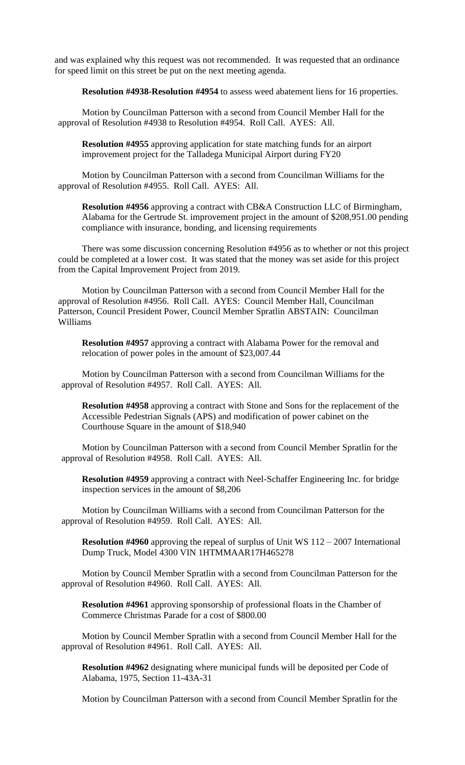and was explained why this request was not recommended. It was requested that an ordinance for speed limit on this street be put on the next meeting agenda.

**Resolution #4938-Resolution #4954** to assess weed abatement liens for 16 properties.

Motion by Councilman Patterson with a second from Council Member Hall for the approval of Resolution #4938 to Resolution #4954. Roll Call. AYES: All.

**Resolution #4955** approving application for state matching funds for an airport improvement project for the Talladega Municipal Airport during FY20

Motion by Councilman Patterson with a second from Councilman Williams for the approval of Resolution #4955. Roll Call. AYES: All.

**Resolution #4956** approving a contract with CB&A Construction LLC of Birmingham, Alabama for the Gertrude St. improvement project in the amount of $208,951.00 pending compliance with insurance, bonding, and licensing requirements

There was some discussion concerning Resolution #4956 as to whether or not this project could be completed at a lower cost. It was stated that the money was set aside for this project from the Capital Improvement Project from 2019.

Motion by Councilman Patterson with a second from Council Member Hall for the approval of Resolution #4956. Roll Call. AYES: Council Member Hall, Councilman Patterson, Council President Power, Council Member Spratlin ABSTAIN: Councilman Williams

**Resolution #4957** approving a contract with Alabama Power for the removal and relocation of power poles in the amount of $23,007.44

Motion by Councilman Patterson with a second from Councilman Williams for the approval of Resolution #4957. Roll Call. AYES: All.

**Resolution #4958** approving a contract with Stone and Sons for the replacement of the Accessible Pedestrian Signals (APS) and modification of power cabinet on the Courthouse Square in the amount of $18,940

Motion by Councilman Patterson with a second from Council Member Spratlin for the approval of Resolution #4958. Roll Call. AYES: All.

**Resolution #4959** approving a contract with Neel-Schaffer Engineering Inc. for bridge inspection services in the amount of $8,206

Motion by Councilman Williams with a second from Councilman Patterson for the approval of Resolution #4959. Roll Call. AYES: All.

**Resolution #4960** approving the repeal of surplus of Unit WS 112 – 2007 International Dump Truck, Model 4300 VIN 1HTMMAAR17H465278

Motion by Council Member Spratlin with a second from Councilman Patterson for the approval of Resolution #4960. Roll Call. AYES: All.

**Resolution #4961** approving sponsorship of professional floats in the Chamber of Commerce Christmas Parade for a cost of $800.00

Motion by Council Member Spratlin with a second from Council Member Hall for the approval of Resolution #4961. Roll Call. AYES: All.

**Resolution #4962** designating where municipal funds will be deposited per Code of Alabama, 1975, Section 11-43A-31

Motion by Councilman Patterson with a second from Council Member Spratlin for the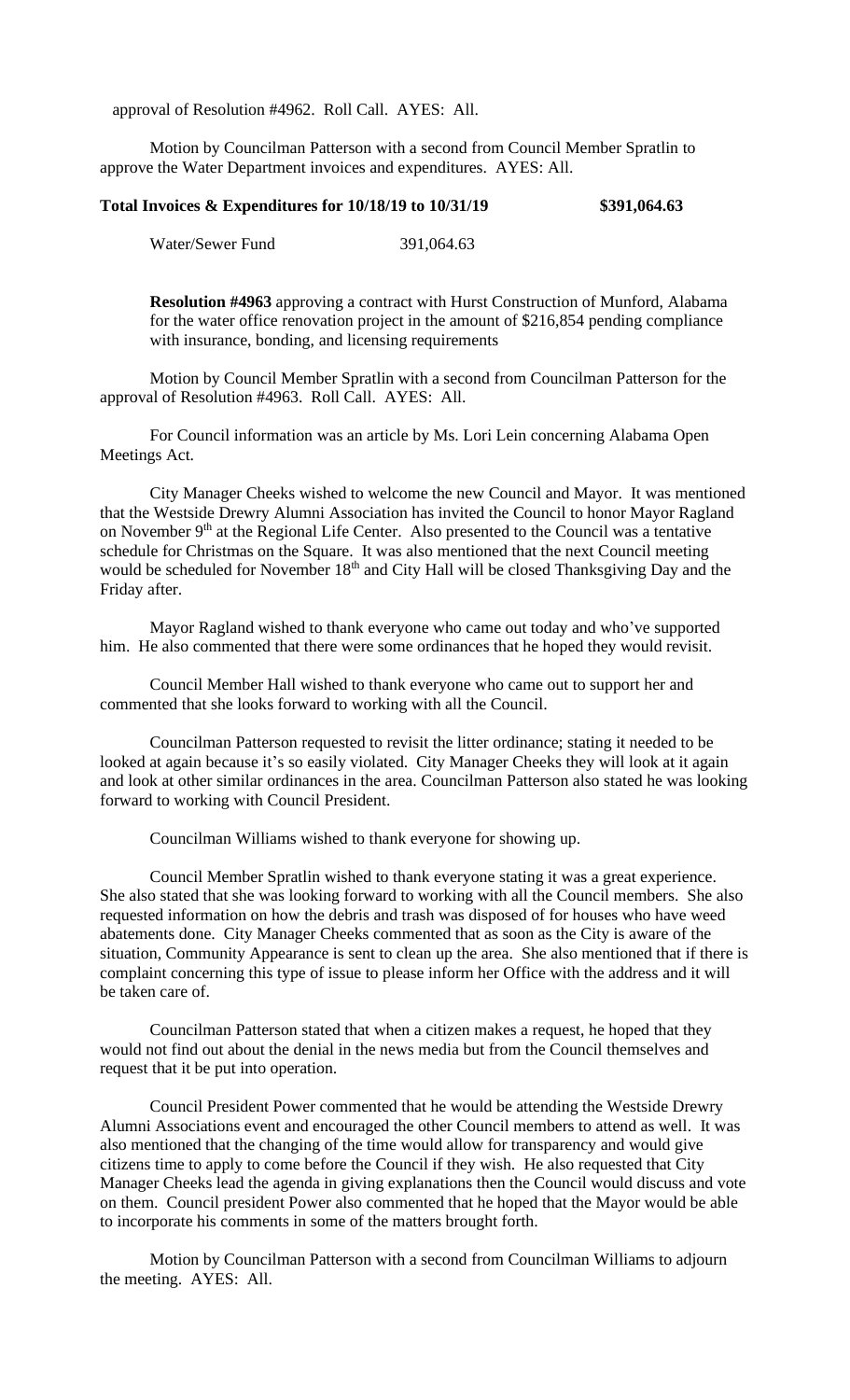approval of Resolution #4962. Roll Call. AYES: All.

Motion by Councilman Patterson with a second from Council Member Spratlin to approve the Water Department invoices and expenditures. AYES: All.

**Total Invoices & Expenditures for 10/18/19 to 10/31/19 $391,064.63**

Water/Sewer Fund 391,064.63

**Resolution #4963** approving a contract with Hurst Construction of Munford, Alabama for the water office renovation project in the amount of $216,854 pending compliance with insurance, bonding, and licensing requirements

Motion by Council Member Spratlin with a second from Councilman Patterson for the approval of Resolution #4963. Roll Call. AYES: All.

For Council information was an article by Ms. Lori Lein concerning Alabama Open Meetings Act.

City Manager Cheeks wished to welcome the new Council and Mayor. It was mentioned that the Westside Drewry Alumni Association has invited the Council to honor Mayor Ragland on November 9th at the Regional Life Center. Also presented to the Council was a tentative schedule for Christmas on the Square. It was also mentioned that the next Council meeting would be scheduled for November 18th and City Hall will be closed Thanksgiving Day and the Friday after.

Mayor Ragland wished to thank everyone who came out today and who've supported him. He also commented that there were some ordinances that he hoped they would revisit.

Council Member Hall wished to thank everyone who came out to support her and commented that she looks forward to working with all the Council.

Councilman Patterson requested to revisit the litter ordinance; stating it needed to be looked at again because it's so easily violated. City Manager Cheeks they will look at it again and look at other similar ordinances in the area. Councilman Patterson also stated he was looking forward to working with Council President.

Councilman Williams wished to thank everyone for showing up.

Council Member Spratlin wished to thank everyone stating it was a great experience. She also stated that she was looking forward to working with all the Council members. She also requested information on how the debris and trash was disposed of for houses who have weed abatements done. City Manager Cheeks commented that as soon as the City is aware of the situation, Community Appearance is sent to clean up the area. She also mentioned that if there is complaint concerning this type of issue to please inform her Office with the address and it will be taken care of.

Councilman Patterson stated that when a citizen makes a request, he hoped that they would not find out about the denial in the news media but from the Council themselves and request that it be put into operation.

Council President Power commented that he would be attending the Westside Drewry Alumni Associations event and encouraged the other Council members to attend as well. It was also mentioned that the changing of the time would allow for transparency and would give citizens time to apply to come before the Council if they wish. He also requested that City Manager Cheeks lead the agenda in giving explanations then the Council would discuss and vote on them. Council president Power also commented that he hoped that the Mayor would be able to incorporate his comments in some of the matters brought forth.

Motion by Councilman Patterson with a second from Councilman Williams to adjourn the meeting. AYES: All.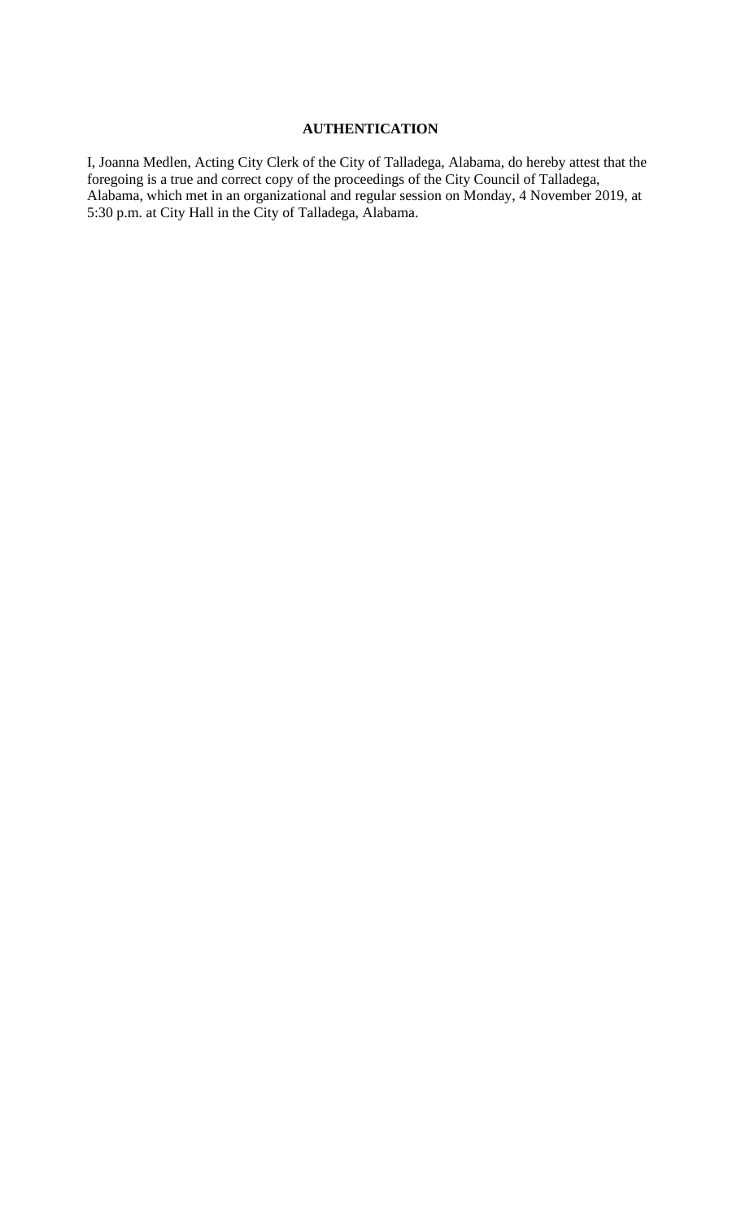**AUTHENTICATION**

I, Joanna Medlen, Acting City Clerk of the City of Talladega, Alabama, do hereby attest that the foregoing is a true and correct copy of the proceedings of the City Council of Talladega, Alabama, which met in an organizational and regular session on Monday, 4 November 2019, at 5:30 p.m. at City Hall in the City of Talladega, Alabama.